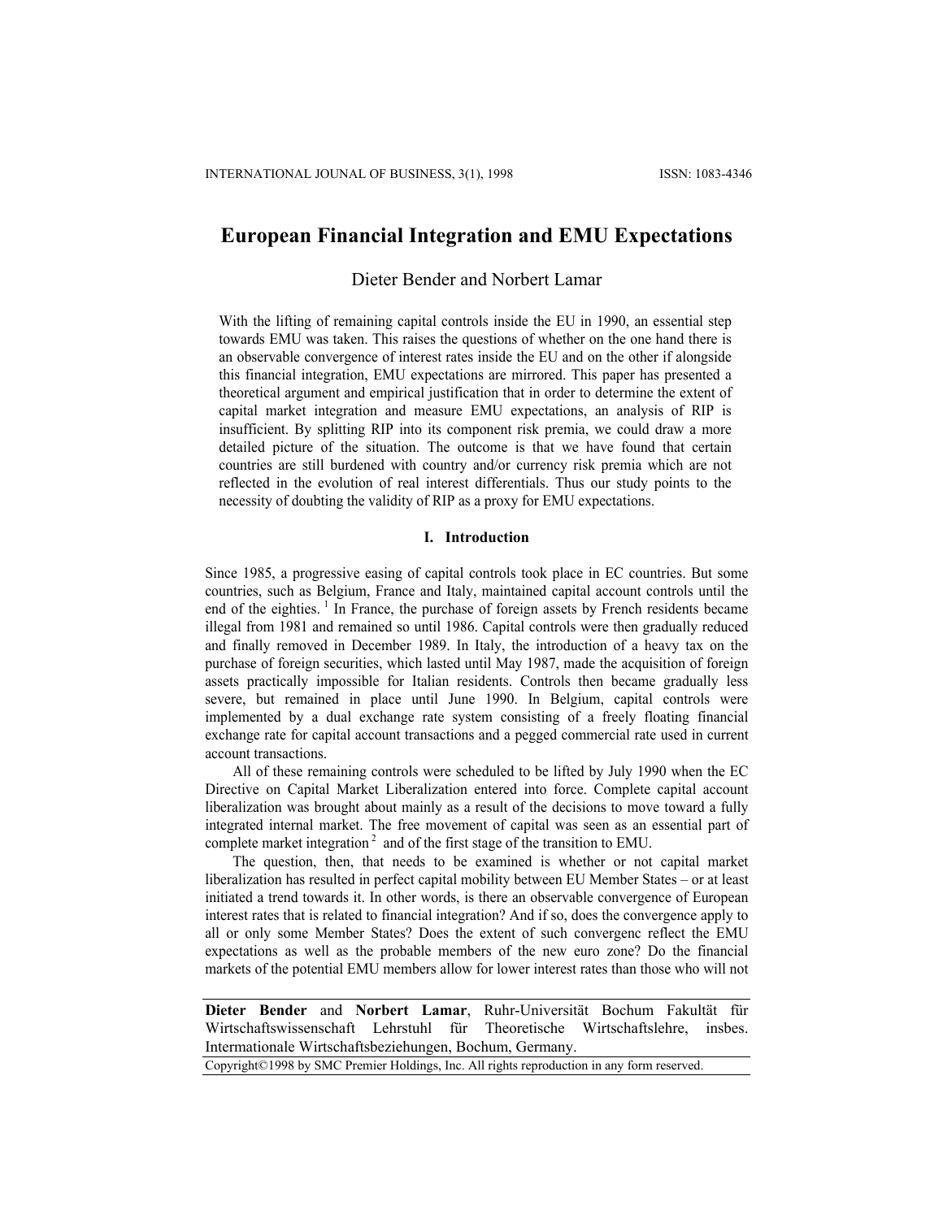# European Financial Integration and EMU Expectations

Dieter Bender and Norbert Lamar

With the lifting of remaining capital controls inside the EU in 1990, an essential step towards EMU was taken. This raises the questions of whether on the one hand there is an observable convergence of interest rates inside the EU and on the other if alongside this financial integration, EMU expectations are mirrored. This paper has presented a theoretical argument and empirical justification that in order to determine the extent of capital market integration and measure EMU expectations, an analysis of RIP is insufficient. By splitting RIP into its component risk premia, we could draw a more detailed picture of the situation. The outcome is that we have found that certain countries are still burdened with country and/or currency risk premia which are not reflected in the evolution of real interest differentials. Thus our study points to the necessity of doubting the validity of RIP as a proxy for EMU expectations.

## I. Introduction

Since 1985, a progressive easing of capital controls took place in EC countries. But some countries, such as Belgium, France and Italy, maintained capital account controls until the end of the eighties. [1] In France, the purchase of foreign assets by French residents became illegal from 1981 and remained so until 1986. Capital controls were then gradually reduced and finally removed in December 1989. In Italy, the introduction of a heavy tax on the purchase of foreign securities, which lasted until May 1987, made the acquisition of foreign assets practically impossible for Italian residents. Controls then became gradually less severe, but remained in place until June 1990. In Belgium, capital controls were implemented by a dual exchange rate system consisting of a freely floating financial exchange rate for capital account transactions and a pegged commercial rate used in current account transactions.

All of these remaining controls were scheduled to be lifted by July 1990 when the EC Directive on Capital Market Liberalization entered into force. Complete capital account liberalization was brought about mainly as a result of the decisions to move toward a fully integrated internal market. The free movement of capital was seen as an essential part of complete market integration [2] and of the first stage of the transition to EMU.

The question, then, that needs to be examined is whether or not capital market liberalization has resulted in perfect capital mobility between EU Member States – or at least initiated a trend towards it. In other words, is there an observable convergence of European interest rates that is related to financial integration? And if so, does the convergence apply to all or only some Member States? Does the extent of such convergenc reflect the EMU expectations as well as the probable members of the new euro zone? Do the financial markets of the potential EMU members allow for lower interest rates than those who will not

**Dieter Bender** and **Norbert Lamar**, Ruhr-Universität Bochum Fakultät für Wirtschaftswissenschaft Lehrstuhl für Theoretische Wirtschaftslehre, insbes. Internationale Wirtschaftsbeziehungen, Bochum, Germany.

Copyright©1998 by SMC Premier Holdings, Inc. All rights reproduction in any form reserved.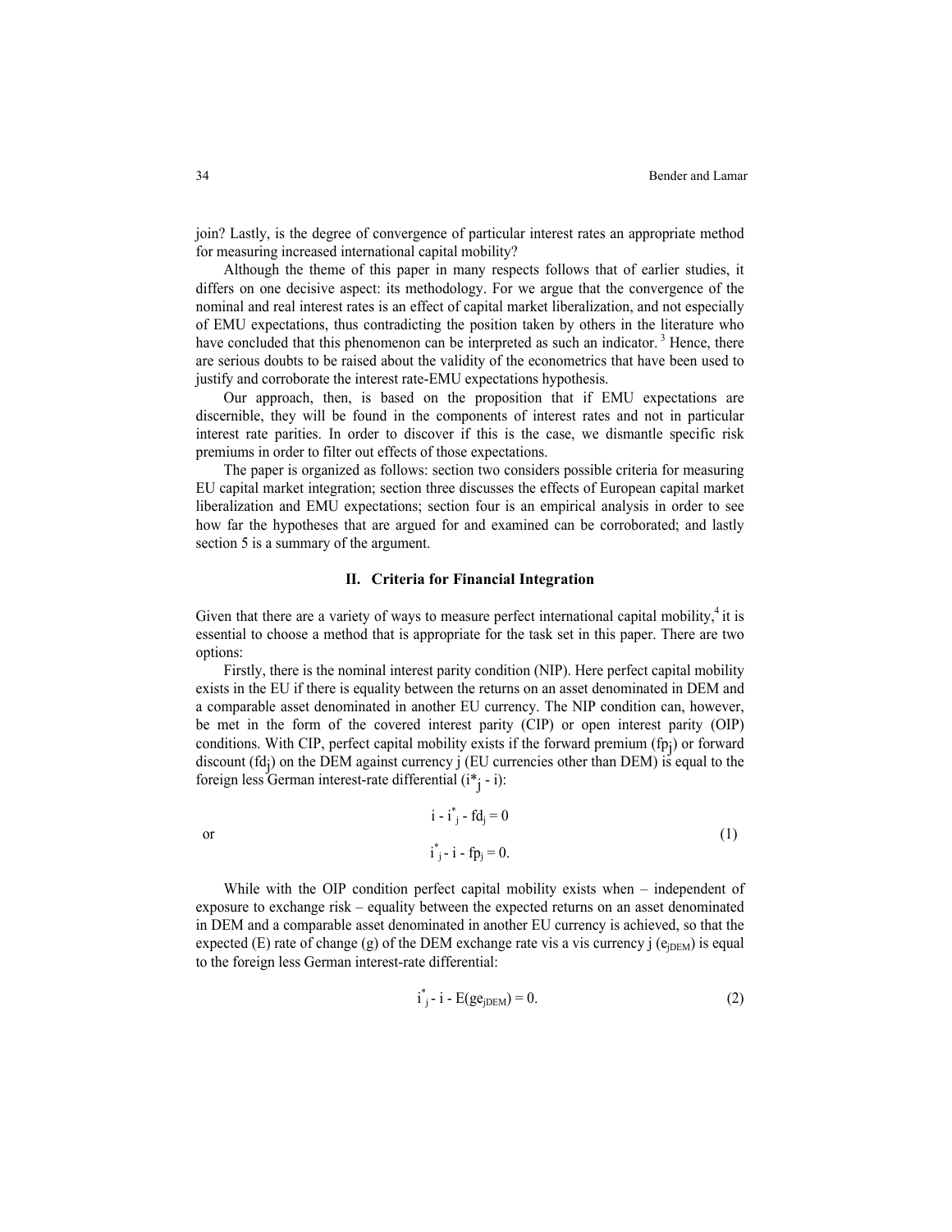join? Lastly, is the degree of convergence of particular interest rates an appropriate method for measuring increased international capital mobility?

Although the theme of this paper in many respects follows that of earlier studies, it differs on one decisive aspect: its methodology. For we argue that the convergence of the nominal and real interest rates is an effect of capital market liberalization, and not especially of EMU expectations, thus contradicting the position taken by others in the literature who have concluded that this phenomenon can be interpreted as such an indicator. [3] Hence, there are serious doubts to be raised about the validity of the econometrics that have been used to justify and corroborate the interest rate-EMU expectations hypothesis.

Our approach, then, is based on the proposition that if EMU expectations are discernible, they will be found in the components of interest rates and not in particular interest rate parities. In order to discover if this is the case, we dismantle specific risk premiums in order to filter out effects of those expectations.

The paper is organized as follows: section two considers possible criteria for measuring EU capital market integration; section three discusses the effects of European capital market liberalization and EMU expectations; section four is an empirical analysis in order to see how far the hypotheses that are argued for and examined can be corroborated; and lastly section 5 is a summary of the argument.

## II. Criteria for Financial Integration

Given that there are a variety of ways to measure perfect international capital mobility,[4] it is essential to choose a method that is appropriate for the task set in this paper. There are two options:

Firstly, there is the nominal interest parity condition (NIP). Here perfect capital mobility exists in the EU if there is equality between the returns on an asset denominated in DEM and a comparable asset denominated in another EU currency. The NIP condition can, however, be met in the form of the covered interest parity (CIP) or open interest parity (OIP) conditions. With CIP, perfect capital mobility exists if the forward premium ($fp_j$) or forward discount ($fd_j$) on the DEM against currency j (EU currencies other than DEM) is equal to the foreign less German interest-rate differential ($i^*_j - i$):

$$i - i^*_j - fd_j = 0$$

or

$$i^*_j - i - fp_j = 0. \tag{1}$$

While with the OIP condition perfect capital mobility exists when – independent of exposure to exchange risk – equality between the expected returns on an asset denominated in DEM and a comparable asset denominated in another EU currency is achieved, so that the expected (E) rate of change (g) of the DEM exchange rate vis a vis currency j ($e_{jDEM}$) is equal to the foreign less German interest-rate differential:

$$i^*_j - i - E(ge_{jDEM}) = 0. \tag{2}$$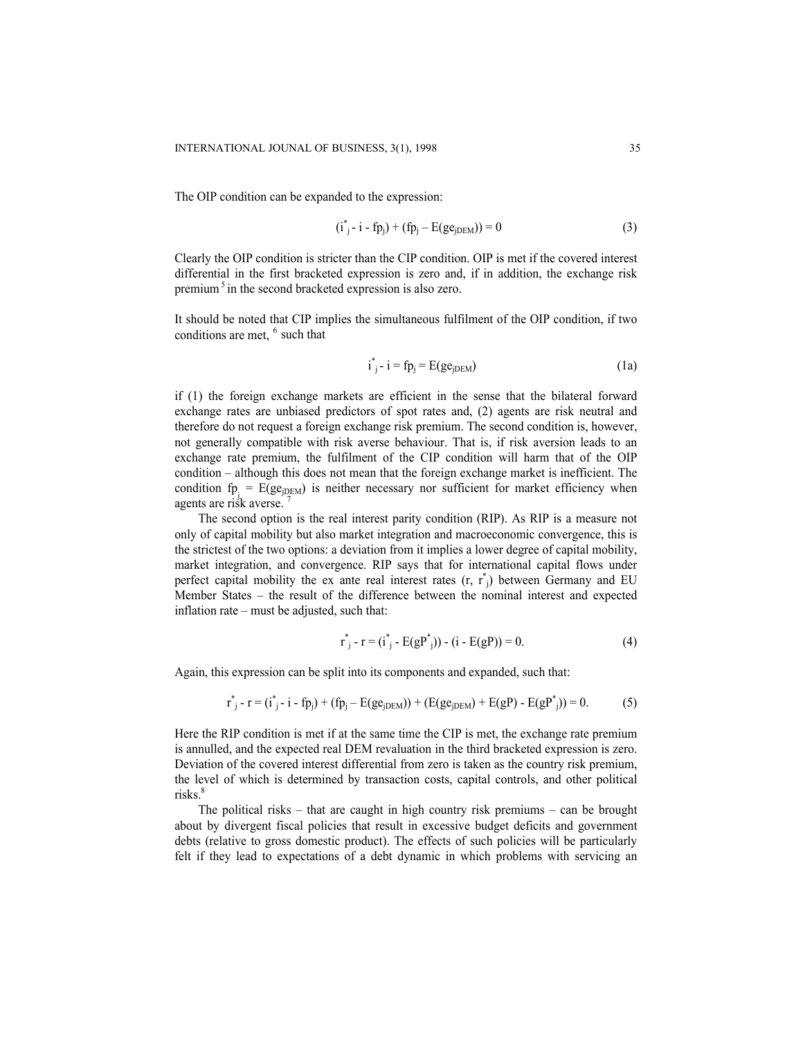The OIP condition can be expanded to the expression:

$$(i^*_j - i - fp_j) + (fp_j - E(ge_{jDEM})) = 0 \tag{3}$$

Clearly the OIP condition is stricter than the CIP condition. OIP is met if the covered interest differential in the first bracketed expression is zero and, if in addition, the exchange risk premium [5] in the second bracketed expression is also zero.

It should be noted that CIP implies the simultaneous fulfilment of the OIP condition, if two conditions are met, [6] such that

$$i^*_j - i = fp_j = E(ge_{jDEM}) \tag{1a}$$

if (1) the foreign exchange markets are efficient in the sense that the bilateral forward exchange rates are unbiased predictors of spot rates and, (2) agents are risk neutral and therefore do not request a foreign exchange risk premium. The second condition is, however, not generally compatible with risk averse behaviour. That is, if risk aversion leads to an exchange rate premium, the fulfilment of the CIP condition will harm that of the OIP condition – although this does not mean that the foreign exchange market is inefficient. The condition $fp_j = E(ge_{jDEM})$ is neither necessary nor sufficient for market efficiency when agents are risk averse. [7]

The second option is the real interest parity condition (RIP). As RIP is a measure not only of capital mobility but also market integration and macroeconomic convergence, this is the strictest of the two options: a deviation from it implies a lower degree of capital mobility, market integration, and convergence. RIP says that for international capital flows under perfect capital mobility the ex ante real interest rates ($r$, $r^*_j$) between Germany and EU Member States – the result of the difference between the nominal interest and expected inflation rate – must be adjusted, such that:

$$r^*_j - r = (i^*_j - E(gP^*_j)) - (i - E(gP)) = 0. \tag{4}$$

Again, this expression can be split into its components and expanded, such that:

$$r^*_j - r = (i^*_j - i - fp_j) + (fp_j - E(ge_{jDEM})) + (E(ge_{jDEM}) + E(gP) - E(gP^*_j)) = 0. \tag{5}$$

Here the RIP condition is met if at the same time the CIP is met, the exchange rate premium is annulled, and the expected real DEM revaluation in the third bracketed expression is zero. Deviation of the covered interest differential from zero is taken as the country risk premium, the level of which is determined by transaction costs, capital controls, and other political risks. [8]

The political risks – that are caught in high country risk premiums – can be brought about by divergent fiscal policies that result in excessive budget deficits and government debts (relative to gross domestic product). The effects of such policies will be particularly felt if they lead to expectations of a debt dynamic in which problems with servicing an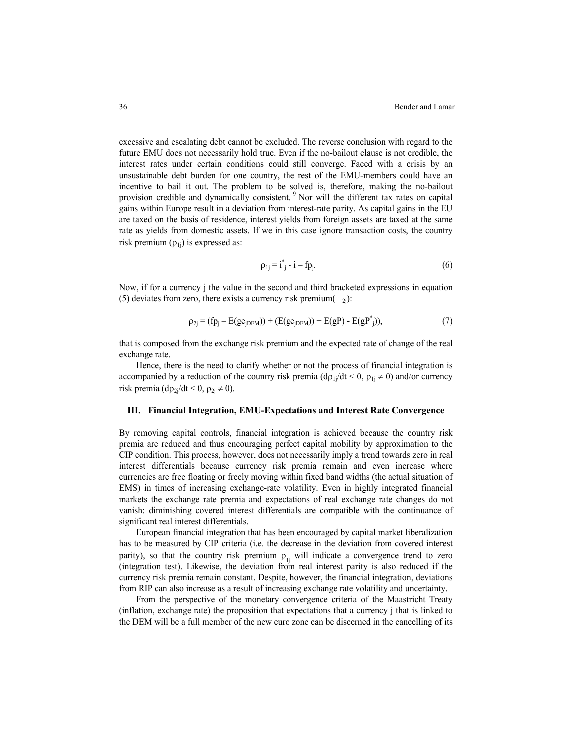excessive and escalating debt cannot be excluded. The reverse conclusion with regard to the future EMU does not necessarily hold true. Even if the no-bailout clause is not credible, the interest rates under certain conditions could still converge. Faced with a crisis by an unsustainable debt burden for one country, the rest of the EMU-members could have an incentive to bail it out. The problem to be solved is, therefore, making the no-bailout provision credible and dynamically consistent. [9] Nor will the different tax rates on capital gains within Europe result in a deviation from interest-rate parity. As capital gains in the EU are taxed on the basis of residence, interest yields from foreign assets are taxed at the same rate as yields from domestic assets. If we in this case ignore transaction costs, the country risk premium ($\rho_{1j}$) is expressed as:

$$\rho_{1j} = i^*_j - i - fp_j. \tag{6}$$

Now, if for a currency j the value in the second and third bracketed expressions in equation (5) deviates from zero, there exists a currency risk premium( $_{2j}$):

$$\rho_{2j} = (fp_j - E(ge_{jDEM})) + (E(ge_{jDEM})) + E(gP) - E(gP^*_j)), \tag{7}$$

that is composed from the exchange risk premium and the expected rate of change of the real exchange rate.

Hence, there is the need to clarify whether or not the process of financial integration is accompanied by a reduction of the country risk premia ($d\rho_{1j}/dt < 0$, $\rho_{1j} \neq 0$) and/or currency risk premia ($d\rho_{2j}/dt < 0$, $\rho_{2j} \neq 0$).

## III. Financial Integration, EMU-Expectations and Interest Rate Convergence

By removing capital controls, financial integration is achieved because the country risk premia are reduced and thus encouraging perfect capital mobility by approximation to the CIP condition. This process, however, does not necessarily imply a trend towards zero in real interest differentials because currency risk premia remain and even increase where currencies are free floating or freely moving within fixed band widths (the actual situation of EMS) in times of increasing exchange-rate volatility. Even in highly integrated financial markets the exchange rate premia and expectations of real exchange rate changes do not vanish: diminishing covered interest differentials are compatible with the continuance of significant real interest differentials.

European financial integration that has been encouraged by capital market liberalization has to be measured by CIP criteria (i.e. the decrease in the deviation from covered interest parity), so that the country risk premium $\rho_{1j}$ will indicate a convergence trend to zero (integration test). Likewise, the deviation from real interest parity is also reduced if the currency risk premia remain constant. Despite, however, the financial integration, deviations from RIP can also increase as a result of increasing exchange rate volatility and uncertainty.

From the perspective of the monetary convergence criteria of the Maastricht Treaty (inflation, exchange rate) the proposition that expectations that a currency j that is linked to the DEM will be a full member of the new euro zone can be discerned in the cancelling of its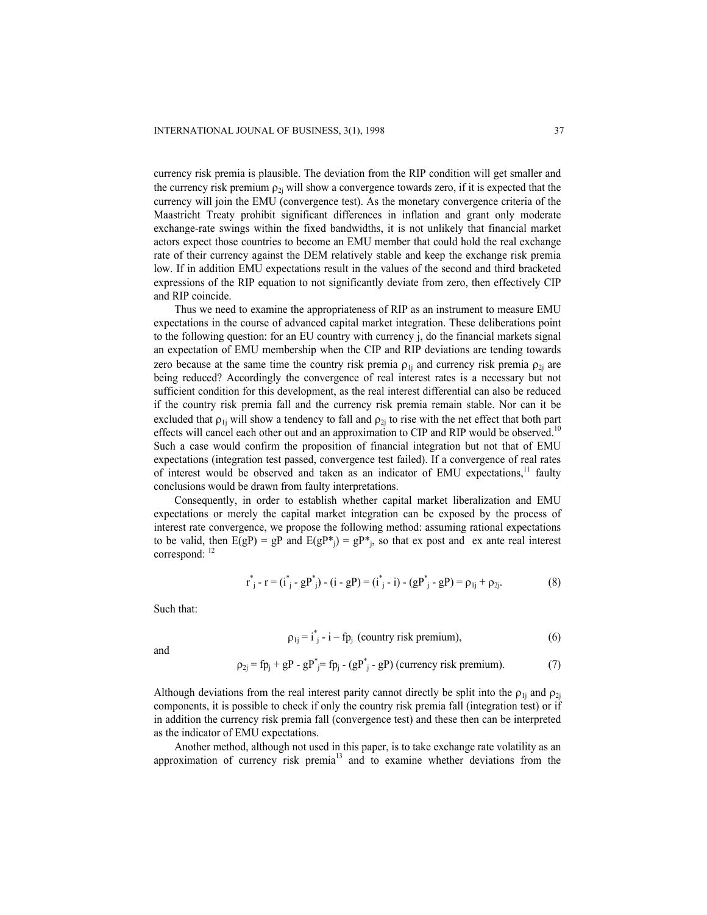currency risk premia is plausible. The deviation from the RIP condition will get smaller and the currency risk premium $\rho_{2j}$ will show a convergence towards zero, if it is expected that the currency will join the EMU (convergence test). As the monetary convergence criteria of the Maastricht Treaty prohibit significant differences in inflation and grant only moderate exchange-rate swings within the fixed bandwidths, it is not unlikely that financial market actors expect those countries to become an EMU member that could hold the real exchange rate of their currency against the DEM relatively stable and keep the exchange risk premia low. If in addition EMU expectations result in the values of the second and third bracketed expressions of the RIP equation to not significantly deviate from zero, then effectively CIP and RIP coincide.

Thus we need to examine the appropriateness of RIP as an instrument to measure EMU expectations in the course of advanced capital market integration. These deliberations point to the following question: for an EU country with currency j, do the financial markets signal an expectation of EMU membership when the CIP and RIP deviations are tending towards zero because at the same time the country risk premia $\rho_{1j}$ and currency risk premia $\rho_{2j}$ are being reduced? Accordingly the convergence of real interest rates is a necessary but not sufficient condition for this development, as the real interest differential can also be reduced if the country risk premia fall and the currency risk premia remain stable. Nor can it be excluded that $\rho_{1j}$ will show a tendency to fall and $\rho_{2j}$ to rise with the net effect that both part effects will cancel each other out and an approximation to CIP and RIP would be observed.[10] Such a case would confirm the proposition of financial integration but not that of EMU expectations (integration test passed, convergence test failed). If a convergence of real rates of interest would be observed and taken as an indicator of EMU expectations,[11] faulty conclusions would be drawn from faulty interpretations.

Consequently, in order to establish whether capital market liberalization and EMU expectations or merely the capital market integration can be exposed by the process of interest rate convergence, we propose the following method: assuming rational expectations to be valid, then $E(gP) = gP$ and $E(gP^*_j) = gP^*_j$, so that ex post and ex ante real interest correspond: [12]

$$r^*_j - r = (i^*_j - gP^*_j) - (i - gP) = (i^*_j - i) - (gP^*_j - gP) = \rho_{1j} + \rho_{2j}. \tag{8}$$

Such that:

$$\rho_{1j} = i^*_j - i - fp_j \text{ (country risk premium),} \tag{6}$$

and

$$\rho_{2j} = fp_j + gP - gP^*_j = fp_j - (gP^*_j - gP) \text{ (currency risk premium).} \tag{7}$$

Although deviations from the real interest parity cannot directly be split into the $\rho_{1j}$ and $\rho_{2j}$ components, it is possible to check if only the country risk premia fall (integration test) or if in addition the currency risk premia fall (convergence test) and these then can be interpreted as the indicator of EMU expectations.

Another method, although not used in this paper, is to take exchange rate volatility as an approximation of currency risk premia[13] and to examine whether deviations from the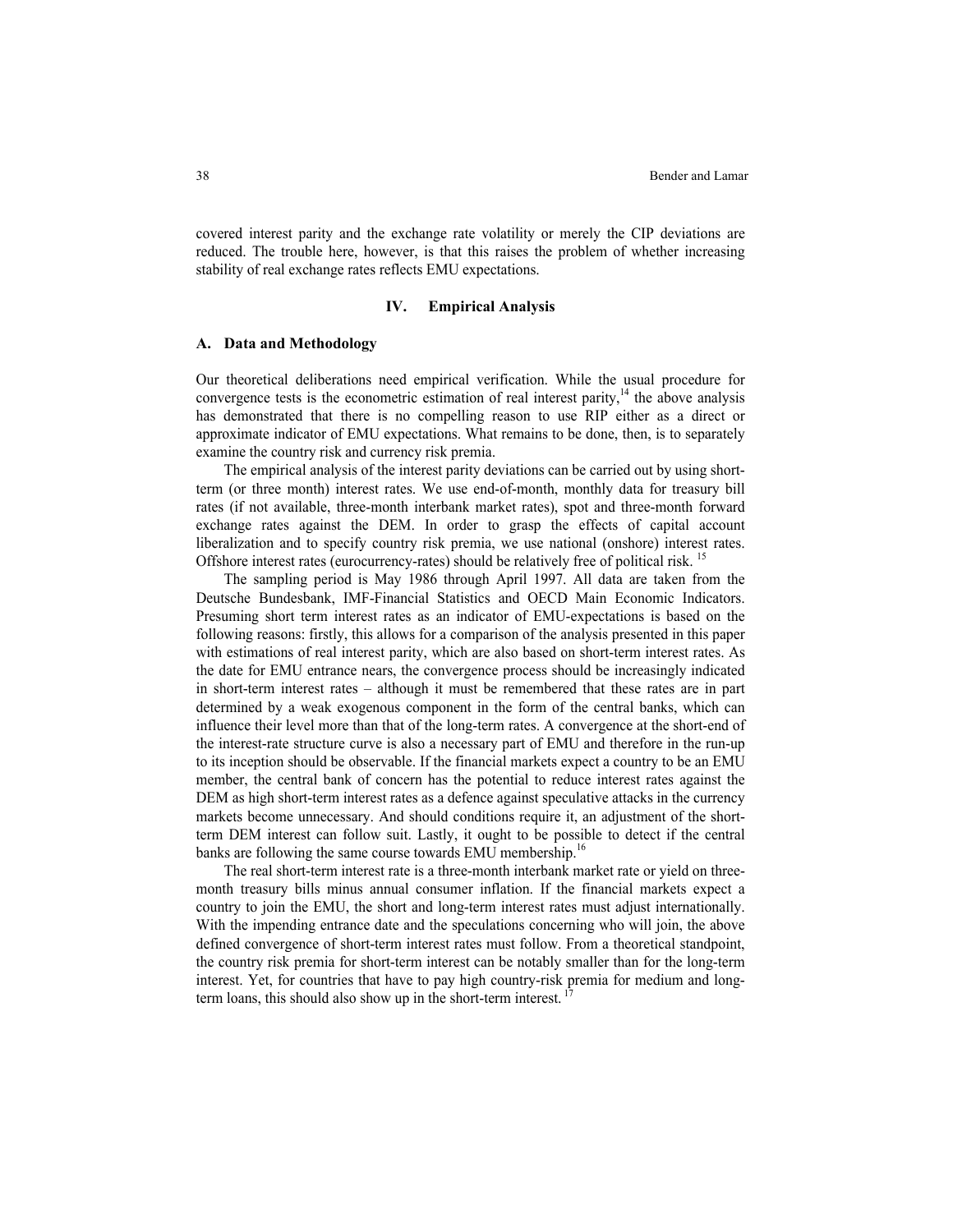covered interest parity and the exchange rate volatility or merely the CIP deviations are reduced. The trouble here, however, is that this raises the problem of whether increasing stability of real exchange rates reflects EMU expectations.

## IV. Empirical Analysis

### A. Data and Methodology

Our theoretical deliberations need empirical verification. While the usual procedure for convergence tests is the econometric estimation of real interest parity,[14] the above analysis has demonstrated that there is no compelling reason to use RIP either as a direct or approximate indicator of EMU expectations. What remains to be done, then, is to separately examine the country risk and currency risk premia.

The empirical analysis of the interest parity deviations can be carried out by using short-term (or three month) interest rates. We use end-of-month, monthly data for treasury bill rates (if not available, three-month interbank market rates), spot and three-month forward exchange rates against the DEM. In order to grasp the effects of capital account liberalization and to specify country risk premia, we use national (onshore) interest rates. Offshore interest rates (eurocurrency-rates) should be relatively free of political risk. [15]

The sampling period is May 1986 through April 1997. All data are taken from the Deutsche Bundesbank, IMF-Financial Statistics and OECD Main Economic Indicators. Presuming short term interest rates as an indicator of EMU-expectations is based on the following reasons: firstly, this allows for a comparison of the analysis presented in this paper with estimations of real interest parity, which are also based on short-term interest rates. As the date for EMU entrance nears, the convergence process should be increasingly indicated in short-term interest rates – although it must be remembered that these rates are in part determined by a weak exogenous component in the form of the central banks, which can influence their level more than that of the long-term rates. A convergence at the short-end of the interest-rate structure curve is also a necessary part of EMU and therefore in the run-up to its inception should be observable. If the financial markets expect a country to be an EMU member, the central bank of concern has the potential to reduce interest rates against the DEM as high short-term interest rates as a defence against speculative attacks in the currency markets become unnecessary. And should conditions require it, an adjustment of the short-term DEM interest can follow suit. Lastly, it ought to be possible to detect if the central banks are following the same course towards EMU membership.[16]

The real short-term interest rate is a three-month interbank market rate or yield on three-month treasury bills minus annual consumer inflation. If the financial markets expect a country to join the EMU, the short and long-term interest rates must adjust internationally. With the impending entrance date and the speculations concerning who will join, the above defined convergence of short-term interest rates must follow. From a theoretical standpoint, the country risk premia for short-term interest can be notably smaller than for the long-term interest. Yet, for countries that have to pay high country-risk premia for medium and long-term loans, this should also show up in the short-term interest. [17]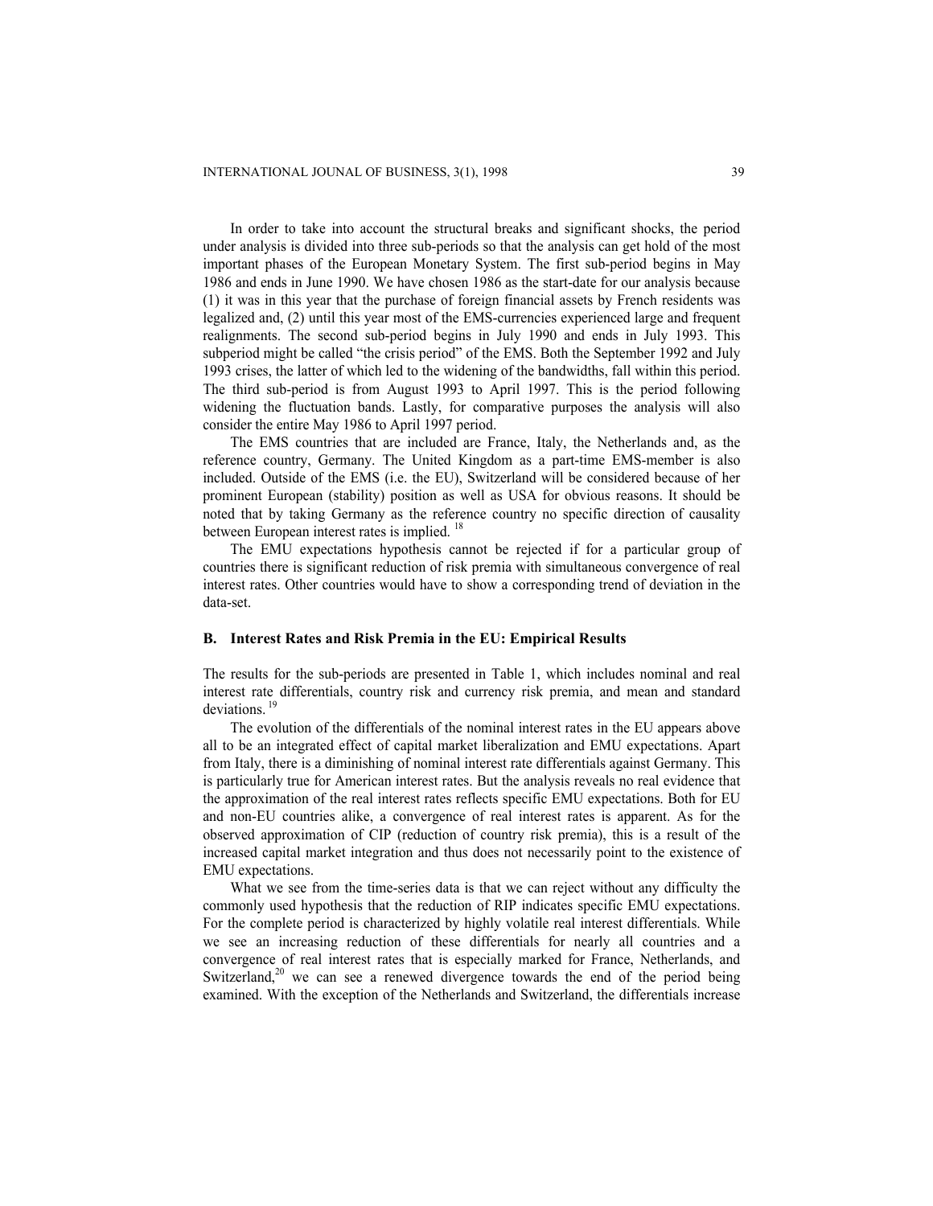In order to take into account the structural breaks and significant shocks, the period under analysis is divided into three sub-periods so that the analysis can get hold of the most important phases of the European Monetary System. The first sub-period begins in May 1986 and ends in June 1990. We have chosen 1986 as the start-date for our analysis because (1) it was in this year that the purchase of foreign financial assets by French residents was legalized and, (2) until this year most of the EMS-currencies experienced large and frequent realignments. The second sub-period begins in July 1990 and ends in July 1993. This subperiod might be called "the crisis period" of the EMS. Both the September 1992 and July 1993 crises, the latter of which led to the widening of the bandwidths, fall within this period. The third sub-period is from August 1993 to April 1997. This is the period following widening the fluctuation bands. Lastly, for comparative purposes the analysis will also consider the entire May 1986 to April 1997 period.

The EMS countries that are included are France, Italy, the Netherlands and, as the reference country, Germany. The United Kingdom as a part-time EMS-member is also included. Outside of the EMS (i.e. the EU), Switzerland will be considered because of her prominent European (stability) position as well as USA for obvious reasons. It should be noted that by taking Germany as the reference country no specific direction of causality between European interest rates is implied. [18]

The EMU expectations hypothesis cannot be rejected if for a particular group of countries there is significant reduction of risk premia with simultaneous convergence of real interest rates. Other countries would have to show a corresponding trend of deviation in the data-set.

### B. Interest Rates and Risk Premia in the EU: Empirical Results

The results for the sub-periods are presented in Table 1, which includes nominal and real interest rate differentials, country risk and currency risk premia, and mean and standard deviations. [19]

The evolution of the differentials of the nominal interest rates in the EU appears above all to be an integrated effect of capital market liberalization and EMU expectations. Apart from Italy, there is a diminishing of nominal interest rate differentials against Germany. This is particularly true for American interest rates. But the analysis reveals no real evidence that the approximation of the real interest rates reflects specific EMU expectations. Both for EU and non-EU countries alike, a convergence of real interest rates is apparent. As for the observed approximation of CIP (reduction of country risk premia), this is a result of the increased capital market integration and thus does not necessarily point to the existence of EMU expectations.

What we see from the time-series data is that we can reject without any difficulty the commonly used hypothesis that the reduction of RIP indicates specific EMU expectations. For the complete period is characterized by highly volatile real interest differentials. While we see an increasing reduction of these differentials for nearly all countries and a convergence of real interest rates that is especially marked for France, Netherlands, and Switzerland,[20] we can see a renewed divergence towards the end of the period being examined. With the exception of the Netherlands and Switzerland, the differentials increase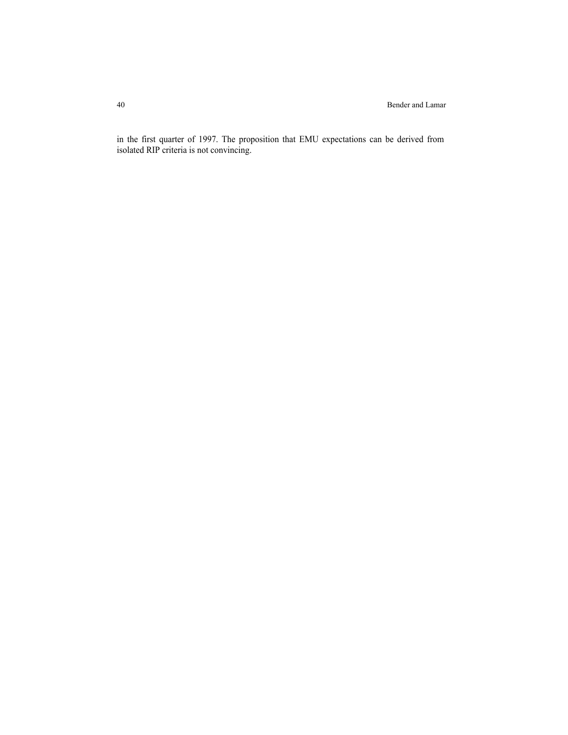in the first quarter of 1997. The proposition that EMU expectations can be derived from isolated RIP criteria is not convincing.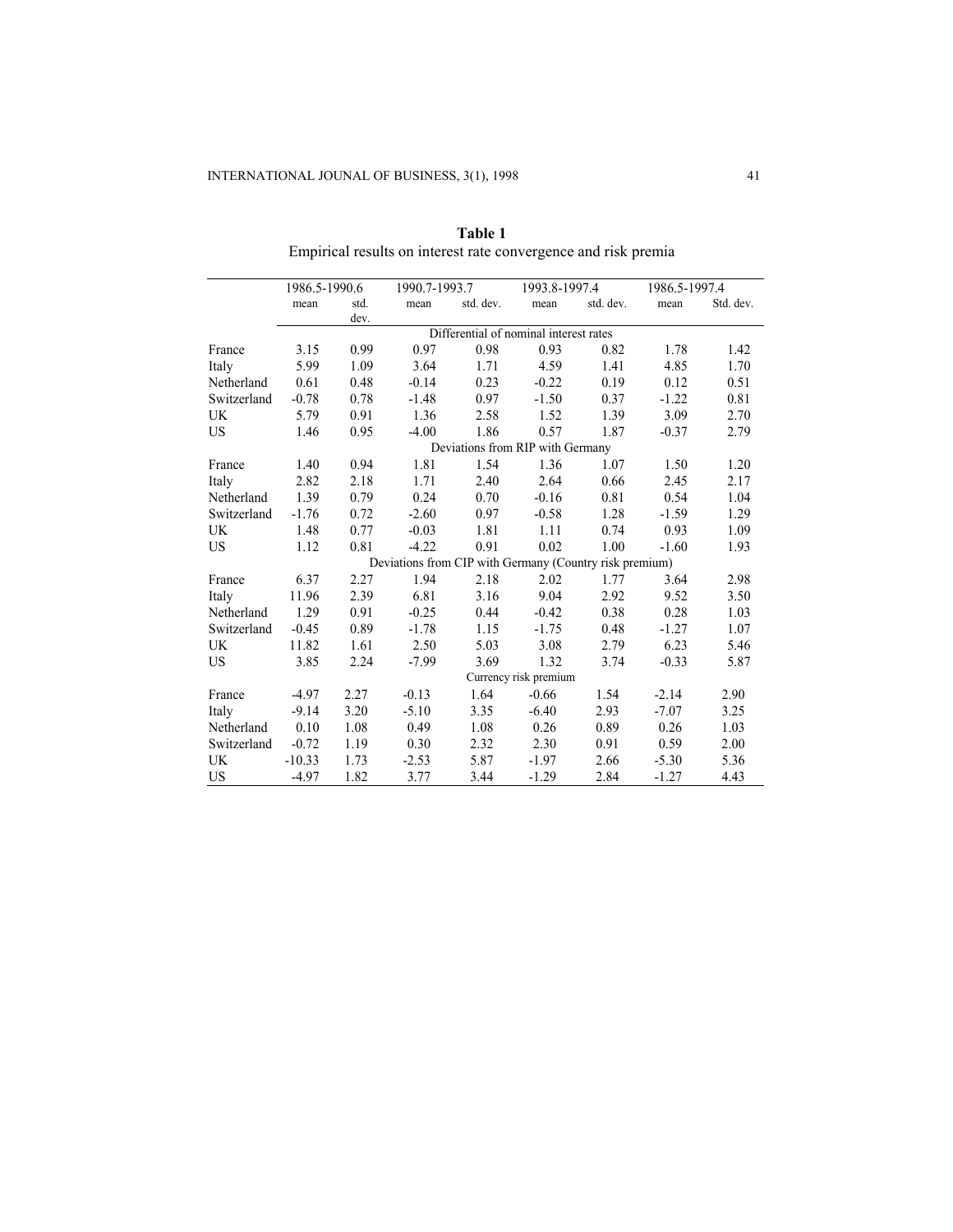**Table 1**
Empirical results on interest rate convergence and risk premia

| | 1986.5-1990.6 | | 1990.7-1993.7 | | 1993.8-1997.4 | | 1986.5-1997.4 | |
|---|---|---|---|---|---|---|---|---|
| | mean | std. dev. | mean | std. dev. | mean | std. dev. | mean | Std. dev. |
| | Differential of nominal interest rates | | | | | | | |
| France | 3.15 | 0.99 | 0.97 | 0.98 | 0.93 | 0.82 | 1.78 | 1.42 |
| Italy | 5.99 | 1.09 | 3.64 | 1.71 | 4.59 | 1.41 | 4.85 | 1.70 |
| Netherland | 0.61 | 0.48 | -0.14 | 0.23 | -0.22 | 0.19 | 0.12 | 0.51 |
| Switzerland | -0.78 | 0.78 | -1.48 | 0.97 | -1.50 | 0.37 | -1.22 | 0.81 |
| UK | 5.79 | 0.91 | 1.36 | 2.58 | 1.52 | 1.39 | 3.09 | 2.70 |
| US | 1.46 | 0.95 | -4.00 | 1.86 | 0.57 | 1.87 | -0.37 | 2.79 |
| | Deviations from RIP with Germany | | | | | | | |
| France | 1.40 | 0.94 | 1.81 | 1.54 | 1.36 | 1.07 | 1.50 | 1.20 |
| Italy | 2.82 | 2.18 | 1.71 | 2.40 | 2.64 | 0.66 | 2.45 | 2.17 |
| Netherland | 1.39 | 0.79 | 0.24 | 0.70 | -0.16 | 0.81 | 0.54 | 1.04 |
| Switzerland | -1.76 | 0.72 | -2.60 | 0.97 | -0.58 | 1.28 | -1.59 | 1.29 |
| UK | 1.48 | 0.77 | -0.03 | 1.81 | 1.11 | 0.74 | 0.93 | 1.09 |
| US | 1.12 | 0.81 | -4.22 | 0.91 | 0.02 | 1.00 | -1.60 | 1.93 |
| | Deviations from CIP with Germany (Country risk premium) | | | | | | | |
| France | 6.37 | 2.27 | 1.94 | 2.18 | 2.02 | 1.77 | 3.64 | 2.98 |
| Italy | 11.96 | 2.39 | 6.81 | 3.16 | 9.04 | 2.92 | 9.52 | 3.50 |
| Netherland | 1.29 | 0.91 | -0.25 | 0.44 | -0.42 | 0.38 | 0.28 | 1.03 |
| Switzerland | -0.45 | 0.89 | -1.78 | 1.15 | -1.75 | 0.48 | -1.27 | 1.07 |
| UK | 11.82 | 1.61 | 2.50 | 5.03 | 3.08 | 2.79 | 6.23 | 5.46 |
| US | 3.85 | 2.24 | -7.99 | 3.69 | 1.32 | 3.74 | -0.33 | 5.87 |
| | Currency risk premium | | | | | | | |
| France | -4.97 | 2.27 | -0.13 | 1.64 | -0.66 | 1.54 | -2.14 | 2.90 |
| Italy | -9.14 | 3.20 | -5.10 | 3.35 | -6.40 | 2.93 | -7.07 | 3.25 |
| Netherland | 0.10 | 1.08 | 0.49 | 1.08 | 0.26 | 0.89 | 0.26 | 1.03 |
| Switzerland | -0.72 | 1.19 | 0.30 | 2.32 | 2.30 | 0.91 | 0.59 | 2.00 |
| UK | -10.33 | 1.73 | -2.53 | 5.87 | -1.97 | 2.66 | -5.30 | 5.36 |
| US | -4.97 | 1.82 | 3.77 | 3.44 | -1.29 | 2.84 | -1.27 | 4.43 |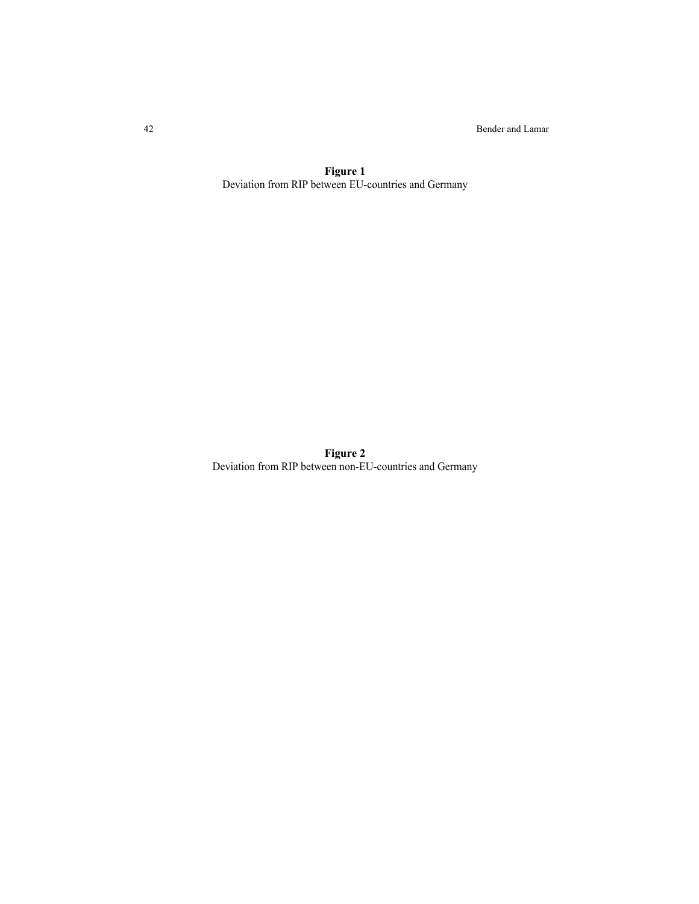**Figure 1**
Deviation from RIP between EU-countries and Germany

**Figure 2**
Deviation from RIP between non-EU-countries and Germany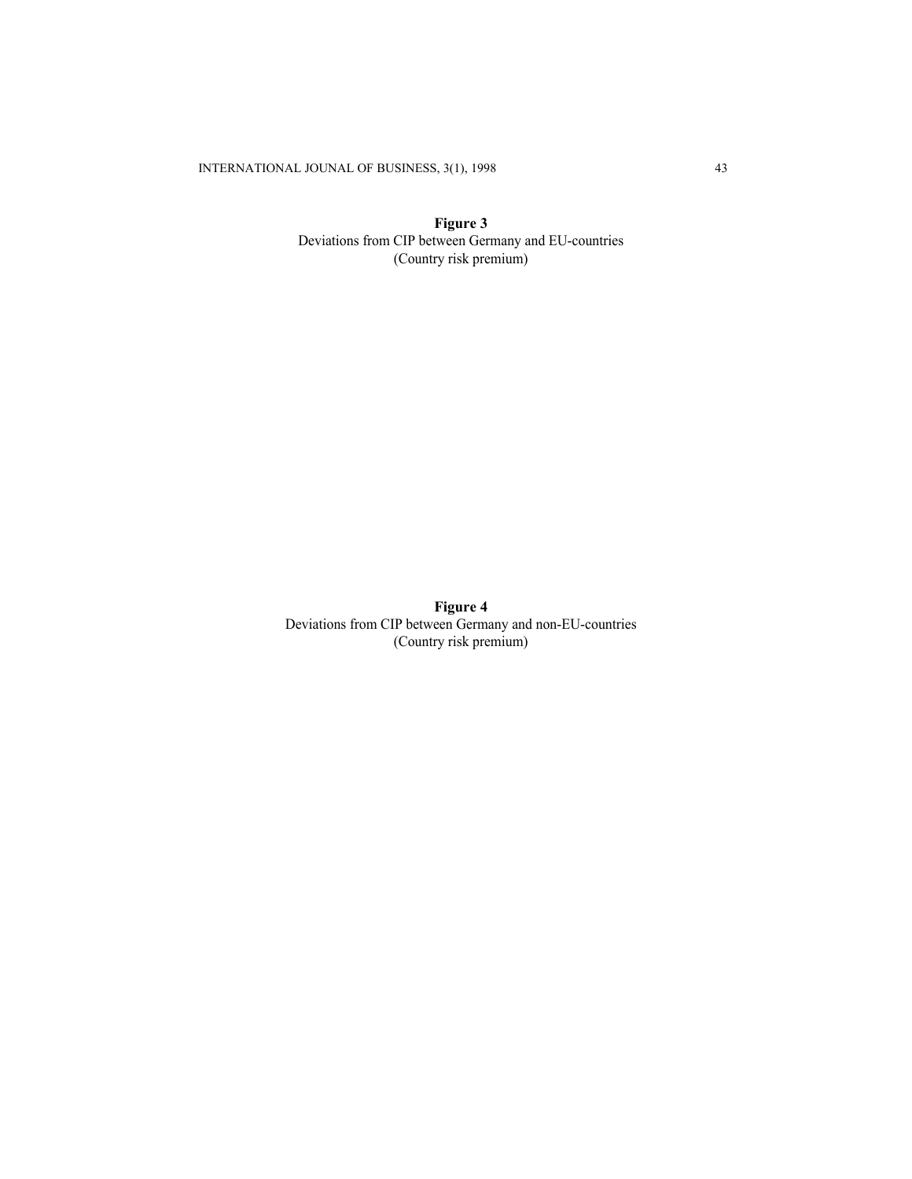**Figure 3**
Deviations from CIP between Germany and EU-countries
(Country risk premium)

**Figure 4**
Deviations from CIP between Germany and non-EU-countries
(Country risk premium)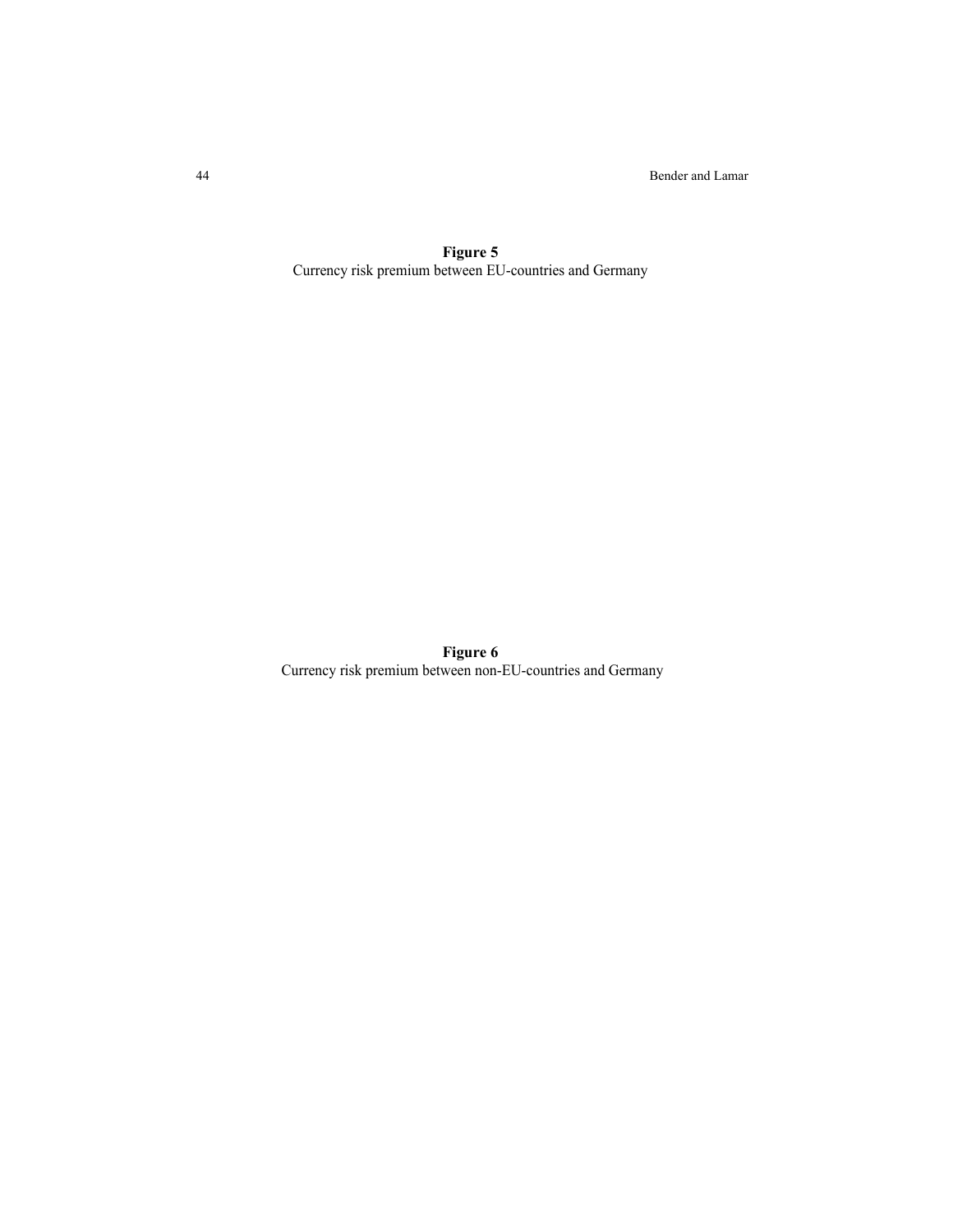**Figure 5**
Currency risk premium between EU-countries and Germany

**Figure 6**
Currency risk premium between non-EU-countries and Germany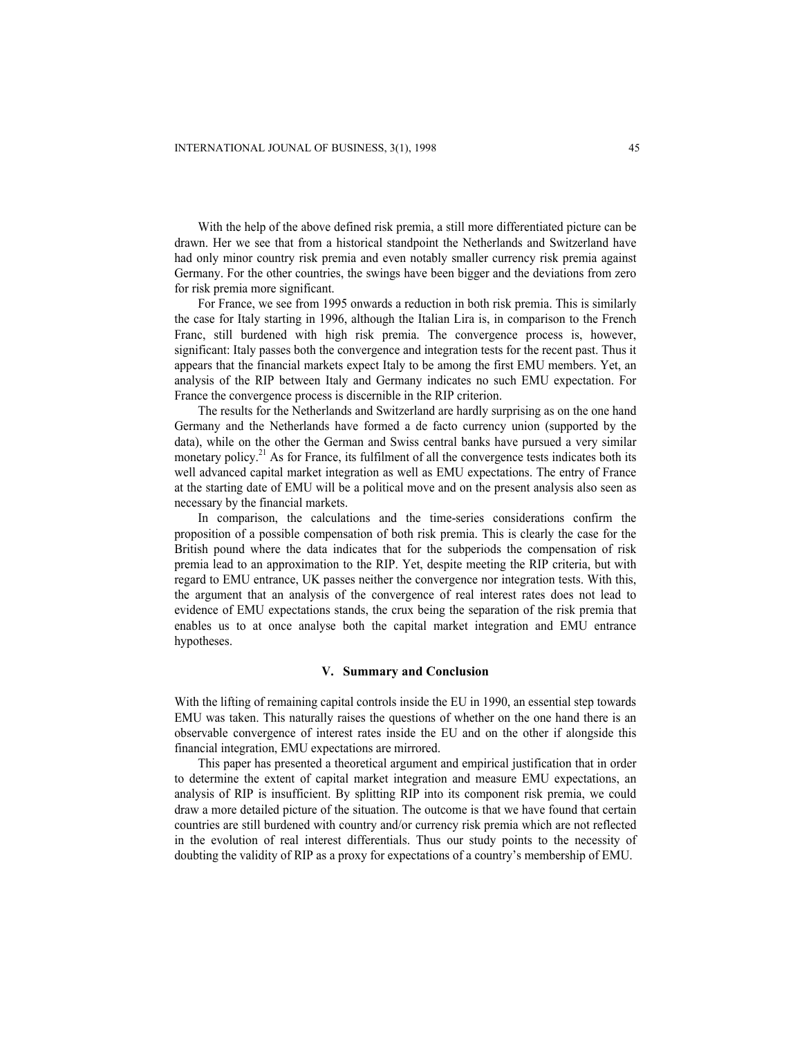With the help of the above defined risk premia, a still more differentiated picture can be drawn. Her we see that from a historical standpoint the Netherlands and Switzerland have had only minor country risk premia and even notably smaller currency risk premia against Germany. For the other countries, the swings have been bigger and the deviations from zero for risk premia more significant.

For France, we see from 1995 onwards a reduction in both risk premia. This is similarly the case for Italy starting in 1996, although the Italian Lira is, in comparison to the French Franc, still burdened with high risk premia. The convergence process is, however, significant: Italy passes both the convergence and integration tests for the recent past. Thus it appears that the financial markets expect Italy to be among the first EMU members. Yet, an analysis of the RIP between Italy and Germany indicates no such EMU expectation. For France the convergence process is discernible in the RIP criterion.

The results for the Netherlands and Switzerland are hardly surprising as on the one hand Germany and the Netherlands have formed a de facto currency union (supported by the data), while on the other the German and Swiss central banks have pursued a very similar monetary policy.[21] As for France, its fulfilment of all the convergence tests indicates both its well advanced capital market integration as well as EMU expectations. The entry of France at the starting date of EMU will be a political move and on the present analysis also seen as necessary by the financial markets.

In comparison, the calculations and the time-series considerations confirm the proposition of a possible compensation of both risk premia. This is clearly the case for the British pound where the data indicates that for the subperiods the compensation of risk premia lead to an approximation to the RIP. Yet, despite meeting the RIP criteria, but with regard to EMU entrance, UK passes neither the convergence nor integration tests. With this, the argument that an analysis of the convergence of real interest rates does not lead to evidence of EMU expectations stands, the crux being the separation of the risk premia that enables us to at once analyse both the capital market integration and EMU entrance hypotheses.

## V. Summary and Conclusion

With the lifting of remaining capital controls inside the EU in 1990, an essential step towards EMU was taken. This naturally raises the questions of whether on the one hand there is an observable convergence of interest rates inside the EU and on the other if alongside this financial integration, EMU expectations are mirrored.

This paper has presented a theoretical argument and empirical justification that in order to determine the extent of capital market integration and measure EMU expectations, an analysis of RIP is insufficient. By splitting RIP into its component risk premia, we could draw a more detailed picture of the situation. The outcome is that we have found that certain countries are still burdened with country and/or currency risk premia which are not reflected in the evolution of real interest differentials. Thus our study points to the necessity of doubting the validity of RIP as a proxy for expectations of a country's membership of EMU.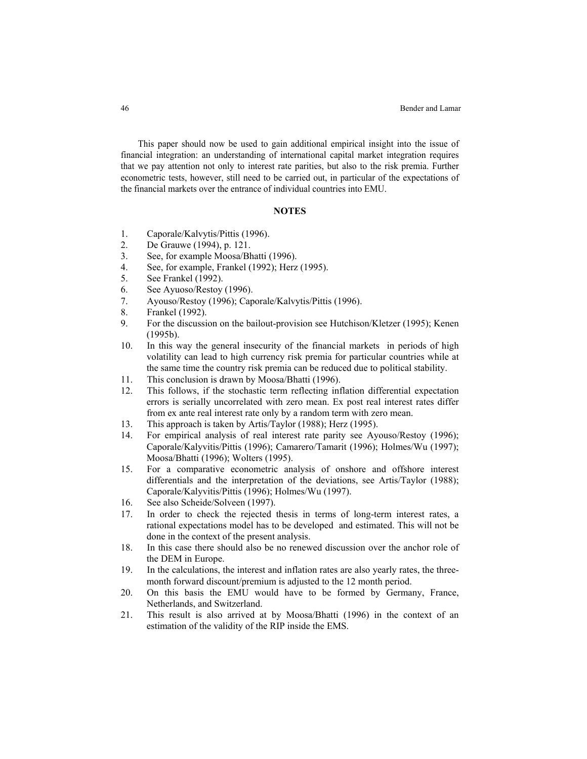This paper should now be used to gain additional empirical insight into the issue of financial integration: an understanding of international capital market integration requires that we pay attention not only to interest rate parities, but also to the risk premia. Further econometric tests, however, still need to be carried out, in particular of the expectations of the financial markets over the entrance of individual countries into EMU.

## NOTES

1. Caporale/Kalvytis/Pittis (1996).
2. De Grauwe (1994), p. 121.
3. See, for example Moosa/Bhatti (1996).
4. See, for example, Frankel (1992); Herz (1995).
5. See Frankel (1992).
6. See Ayuoso/Restoy (1996).
7. Ayouso/Restoy (1996); Caporale/Kalvytis/Pittis (1996).
8. Frankel (1992).
9. For the discussion on the bailout-provision see Hutchison/Kletzer (1995); Kenen (1995b).
10. In this way the general insecurity of the financial markets in periods of high volatility can lead to high currency risk premia for particular countries while at the same time the country risk premia can be reduced due to political stability.
11. This conclusion is drawn by Moosa/Bhatti (1996).
12. This follows, if the stochastic term reflecting inflation differential expectation errors is serially uncorrelated with zero mean. Ex post real interest rates differ from ex ante real interest rate only by a random term with zero mean.
13. This approach is taken by Artis/Taylor (1988); Herz (1995).
14. For empirical analysis of real interest rate parity see Ayouso/Restoy (1996); Caporale/Kalyvitis/Pittis (1996); Camarero/Tamarit (1996); Holmes/Wu (1997); Moosa/Bhatti (1996); Wolters (1995).
15. For a comparative econometric analysis of onshore and offshore interest differentials and the interpretation of the deviations, see Artis/Taylor (1988); Caporale/Kalyvitis/Pittis (1996); Holmes/Wu (1997).
16. See also Scheide/Solveen (1997).
17. In order to check the rejected thesis in terms of long-term interest rates, a rational expectations model has to be developed and estimated. This will not be done in the context of the present analysis.
18. In this case there should also be no renewed discussion over the anchor role of the DEM in Europe.
19. In the calculations, the interest and inflation rates are also yearly rates, the three-month forward discount/premium is adjusted to the 12 month period.
20. On this basis the EMU would have to be formed by Germany, France, Netherlands, and Switzerland.
21. This result is also arrived at by Moosa/Bhatti (1996) in the context of an estimation of the validity of the RIP inside the EMS.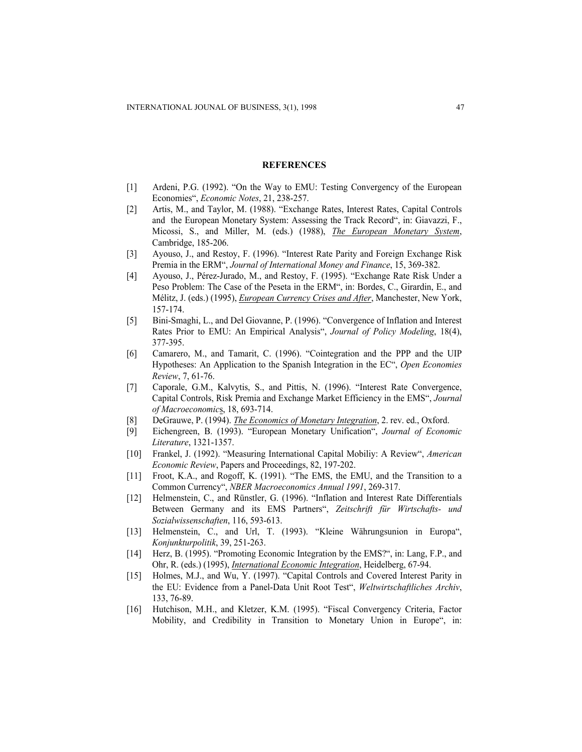## REFERENCES

[1] Ardeni, P.G. (1992). "On the Way to EMU: Testing Convergency of the European Economies", *Economic Notes*, 21, 238-257.

[2] Artis, M., and Taylor, M. (1988). "Exchange Rates, Interest Rates, Capital Controls and the European Monetary System: Assessing the Track Record", in: Giavazzi, F., Micossi, S., and Miller, M. (eds.) (1988), *The European Monetary System*, Cambridge, 185-206.

[3] Ayouso, J., and Restoy, F. (1996). "Interest Rate Parity and Foreign Exchange Risk Premia in the ERM", *Journal of International Money and Finance*, 15, 369-382.

[4] Ayouso, J., Pérez-Jurado, M., and Restoy, F. (1995). "Exchange Rate Risk Under a Peso Problem: The Case of the Peseta in the ERM", in: Bordes, C., Girardin, E., and Mélitz, J. (eds.) (1995), *European Currency Crises and After*, Manchester, New York, 157-174.

[5] Bini-Smaghi, L., and Del Giovanne, P. (1996). "Convergence of Inflation and Interest Rates Prior to EMU: An Empirical Analysis", *Journal of Policy Modeling*, 18(4), 377-395.

[6] Camarero, M., and Tamarit, C. (1996). "Cointegration and the PPP and the UIP Hypotheses: An Application to the Spanish Integration in the EC", *Open Economies Review*, 7, 61-76.

[7] Caporale, G.M., Kalvytis, S., and Pittis, N. (1996). "Interest Rate Convergence, Capital Controls, Risk Premia and Exchange Market Efficiency in the EMS", *Journal of Macroeconomics*, 18, 693-714.

[8] DeGrauwe, P. (1994). *The Economics of Monetary Integration*, 2. rev. ed., Oxford.

[9] Eichengreen, B. (1993). "European Monetary Unification", *Journal of Economic Literature*, 1321-1357.

[10] Frankel, J. (1992). "Measuring International Capital Mobiliy: A Review", *American Economic Review*, Papers and Proceedings, 82, 197-202.

[11] Froot, K.A., and Rogoff, K. (1991). "The EMS, the EMU, and the Transition to a Common Currency", *NBER Macroeconomics Annual 1991*, 269-317.

[12] Helmenstein, C., and Rünstler, G. (1996). "Inflation and Interest Rate Differentials Between Germany and its EMS Partners", *Zeitschrift für Wirtschafts- und Sozialwissenschaften*, 116, 593-613.

[13] Helmenstein, C., and Url, T. (1993). "Kleine Währungsunion in Europa", *Konjunkturpolitik*, 39, 251-263.

[14] Herz, B. (1995). "Promoting Economic Integration by the EMS?", in: Lang, F.P., and Ohr, R. (eds.) (1995), *International Economic Integration*, Heidelberg, 67-94.

[15] Holmes, M.J., and Wu, Y. (1997). "Capital Controls and Covered Interest Parity in the EU: Evidence from a Panel-Data Unit Root Test", *Weltwirtschaftliches Archiv*, 133, 76-89.

[16] Hutchison, M.H., and Kletzer, K.M. (1995). "Fiscal Convergency Criteria, Factor Mobility, and Credibility in Transition to Monetary Union in Europe", in: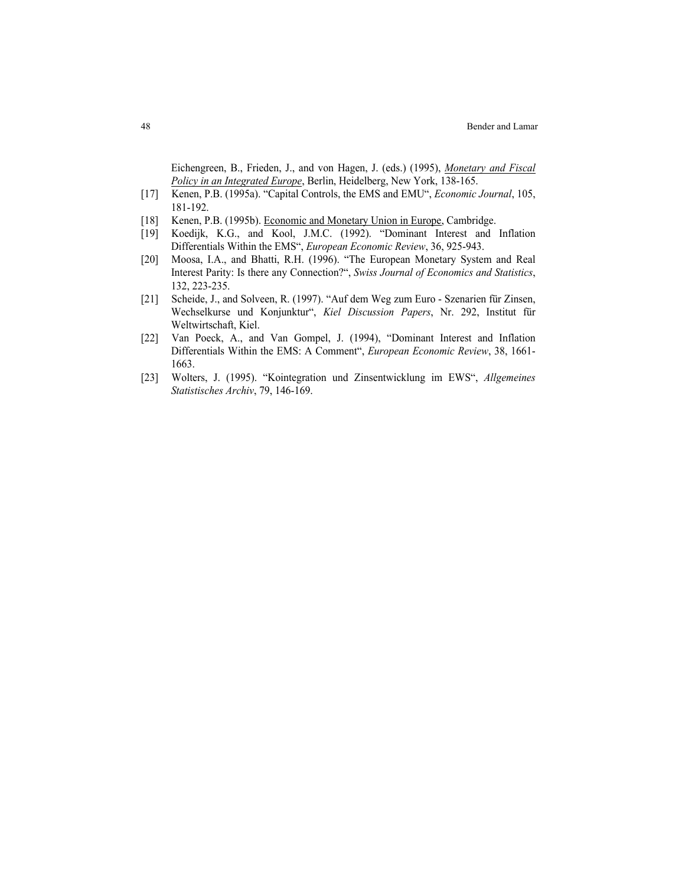Eichengreen, B., Frieden, J., and von Hagen, J. (eds.) (1995), _Monetary and Fiscal Policy in an Integrated Europe_, Berlin, Heidelberg, New York, 138-165.

[17] Kenen, P.B. (1995a). "Capital Controls, the EMS and EMU", *Economic Journal*, 105, 181-192.

[18] Kenen, P.B. (1995b). _Economic and Monetary Union in Europe_, Cambridge.

[19] Koedijk, K.G., and Kool, J.M.C. (1992). "Dominant Interest and Inflation Differentials Within the EMS", *European Economic Review*, 36, 925-943.

[20] Moosa, I.A., and Bhatti, R.H. (1996). "The European Monetary System and Real Interest Parity: Is there any Connection?", *Swiss Journal of Economics and Statistics*, 132, 223-235.

[21] Scheide, J., and Solveen, R. (1997). "Auf dem Weg zum Euro - Szenarien für Zinsen, Wechselkurse und Konjunktur", *Kiel Discussion Papers*, Nr. 292, Institut für Weltwirtschaft, Kiel.

[22] Van Poeck, A., and Van Gompel, J. (1994), "Dominant Interest and Inflation Differentials Within the EMS: A Comment", *European Economic Review*, 38, 1661-1663.

[23] Wolters, J. (1995). "Kointegration und Zinsentwicklung im EWS", *Allgemeines Statistisches Archiv*, 79, 146-169.